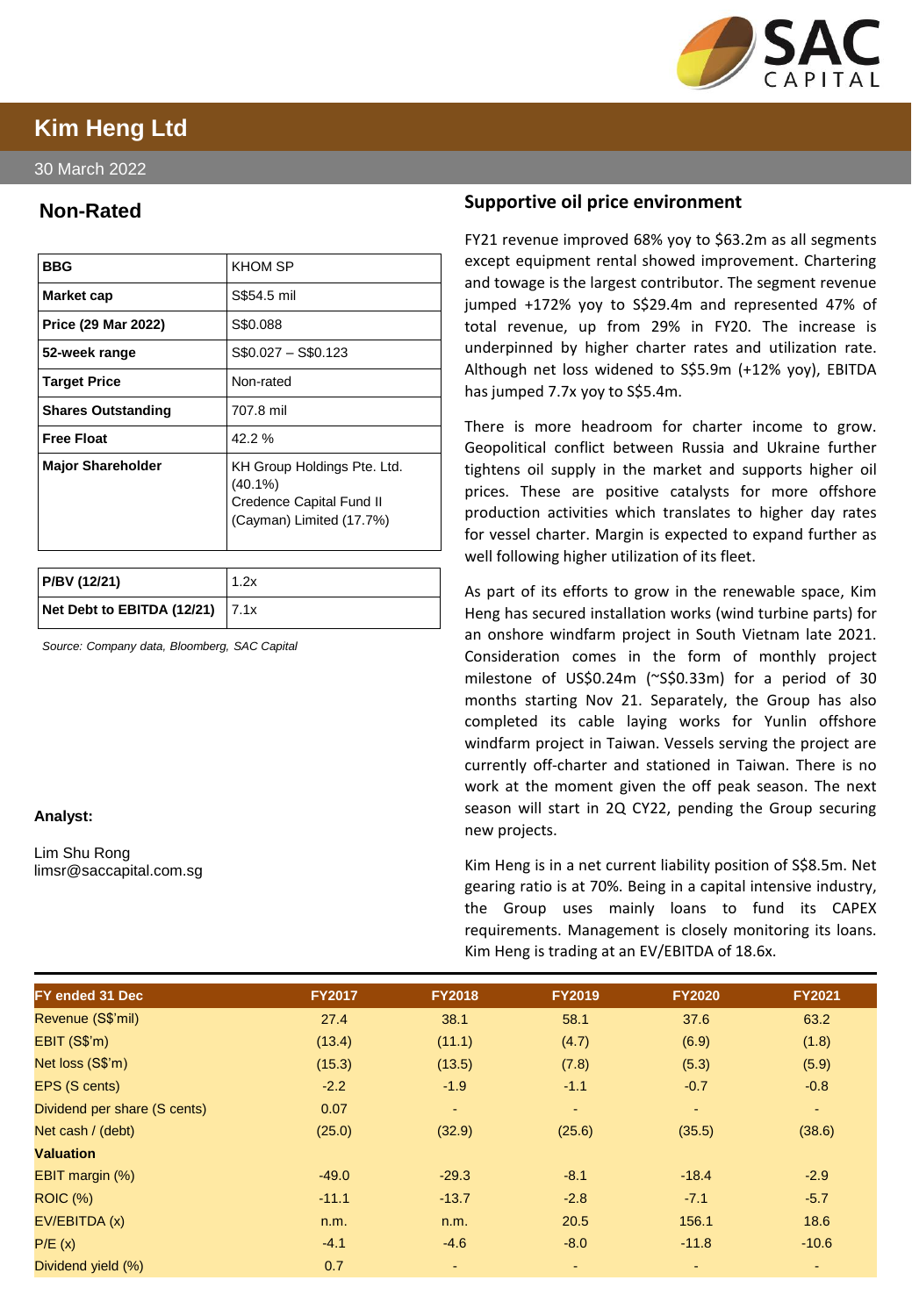# Kim Heng Ltd

30 March 2022

## Non-Rated

| BBG | KHOM SP |
|---|---|
| Market cap | S$54.5 mil |
| Price (29 Mar 2022) | S$0.088 |
| 52-week range | S$0.027 – S$0.123 |
| Target Price | Non-rated |
| Shares Outstanding | 707.8 mil |
| Free Float | 42.2 % |
| Major Shareholder | KH Group Holdings Pte. Ltd. (40.1%)<br>Credence Capital Fund II (Cayman) Limited (17.7%) |

| P/BV (12/21) | 1.2x |
|---|---|
| Net Debt to EBITDA (12/21) | 7.1x |

*Source: Company data, Bloomberg, SAC Capital*

**Analyst:**

Lim Shu Rong
limsr@saccapital.com.sg

## Supportive oil price environment

FY21 revenue improved 68% yoy to $63.2m as all segments except equipment rental showed improvement. Chartering and towage is the largest contributor. The segment revenue jumped +172% yoy to S$29.4m and represented 47% of total revenue, up from 29% in FY20. The increase is underpinned by higher charter rates and utilization rate. Although net loss widened to S$5.9m (+12% yoy), EBITDA has jumped 7.7x yoy to S$5.4m.

There is more headroom for charter income to grow. Geopolitical conflict between Russia and Ukraine further tightens oil supply in the market and supports higher oil prices. These are positive catalysts for more offshore production activities which translates to higher day rates for vessel charter. Margin is expected to expand further as well following higher utilization of its fleet.

As part of its efforts to grow in the renewable space, Kim Heng has secured installation works (wind turbine parts) for an onshore windfarm project in South Vietnam late 2021. Consideration comes in the form of monthly project milestone of US$0.24m (~S$0.33m) for a period of 30 months starting Nov 21. Separately, the Group has also completed its cable laying works for Yunlin offshore windfarm project in Taiwan. Vessels serving the project are currently off-charter and stationed in Taiwan. There is no work at the moment given the off peak season. The next season will start in 2Q CY22, pending the Group securing new projects.

Kim Heng is in a net current liability position of S$8.5m. Net gearing ratio is at 70%. Being in a capital intensive industry, the Group uses mainly loans to fund its CAPEX requirements. Management is closely monitoring its loans. Kim Heng is trading at an EV/EBITDA of 18.6x.

| FY ended 31 Dec | FY2017 | FY2018 | FY2019 | FY2020 | FY2021 |
|---|---|---|---|---|---|
| Revenue (S$'mil) | 27.4 | 38.1 | 58.1 | 37.6 | 63.2 |
| EBIT (S$'m) | (13.4) | (11.1) | (4.7) | (6.9) | (1.8) |
| Net loss (S$'m) | (15.3) | (13.5) | (7.8) | (5.3) | (5.9) |
| EPS (S cents) | -2.2 | -1.9 | -1.1 | -0.7 | -0.8 |
| Dividend per share (S cents) | 0.07 | - | - | - | - |
| Net cash / (debt) | (25.0) | (32.9) | (25.6) | (35.5) | (38.6) |
| **Valuation** | | | | | |
| EBIT margin (%) | -49.0 | -29.3 | -8.1 | -18.4 | -2.9 |
| ROIC (%) | -11.1 | -13.7 | -2.8 | -7.1 | -5.7 |
| EV/EBITDA (x) | n.m. | n.m. | 20.5 | 156.1 | 18.6 |
| P/E (x) | -4.1 | -4.6 | -8.0 | -11.8 | -10.6 |
| Dividend yield (%) | 0.7 | - | - | - | - |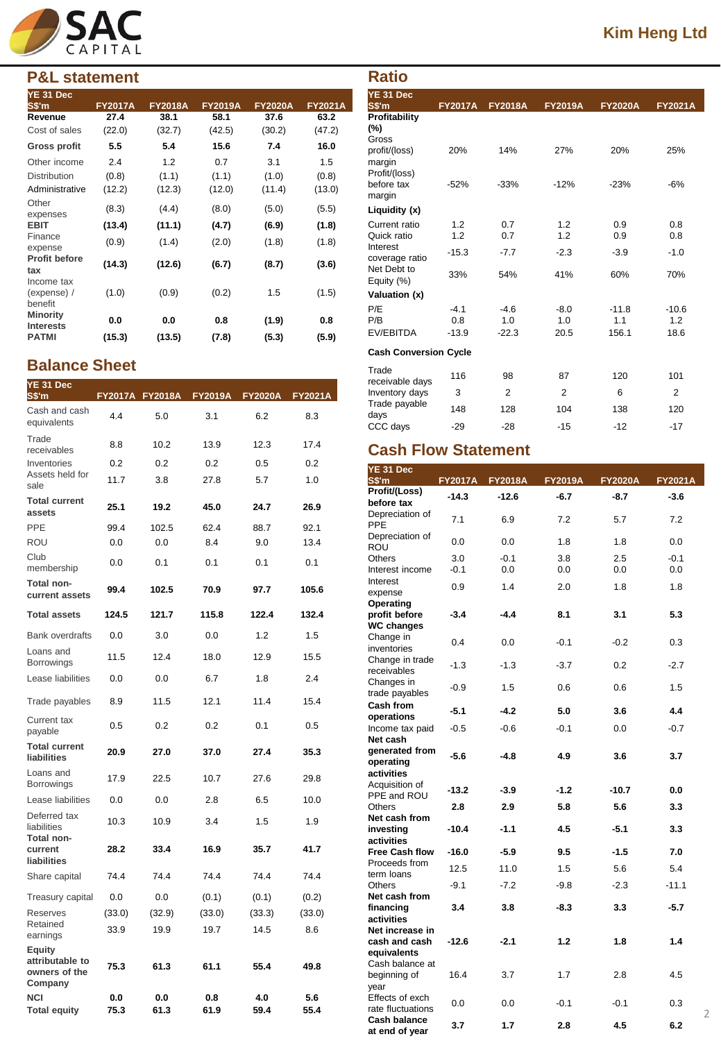## P&L statement

| YE 31 Dec S$'m | FY2017A | FY2018A | FY2019A | FY2020A | FY2021A |
|---|---|---|---|---|---|
| **Revenue** | **27.4** | **38.1** | **58.1** | **37.6** | **63.2** |
| Cost of sales | (22.0) | (32.7) | (42.5) | (30.2) | (47.2) |
| **Gross profit** | **5.5** | **5.4** | **15.6** | **7.4** | **16.0** |
| Other income | 2.4 | 1.2 | 0.7 | 3.1 | 1.5 |
| Distribution | (0.8) | (1.1) | (1.1) | (1.0) | (0.8) |
| Administrative | (12.2) | (12.3) | (12.0) | (11.4) | (13.0) |
| Other expenses | (8.3) | (4.4) | (8.0) | (5.0) | (5.5) |
| **EBIT** | **(13.4)** | **(11.1)** | **(4.7)** | **(6.9)** | **(1.8)** |
| Finance expense | (0.9) | (1.4) | (2.0) | (1.8) | (1.8) |
| **Profit before tax** | **(14.3)** | **(12.6)** | **(6.7)** | **(8.7)** | **(3.6)** |
| Income tax (expense) / benefit | (1.0) | (0.9) | (0.2) | 1.5 | (1.5) |
| **Minority Interests** | **0.0** | **0.0** | **0.8** | **(1.9)** | **0.8** |
| **PATMI** | **(15.3)** | **(13.5)** | **(7.8)** | **(5.3)** | **(5.9)** |

## Balance Sheet

| YE 31 Dec S$'m | FY2017A | FY2018A | FY2019A | FY2020A | FY2021A |
|---|---|---|---|---|---|
| Cash and cash equivalents | 4.4 | 5.0 | 3.1 | 6.2 | 8.3 |
| Trade receivables | 8.8 | 10.2 | 13.9 | 12.3 | 17.4 |
| Inventories | 0.2 | 0.2 | 0.2 | 0.5 | 0.2 |
| Assets held for sale | 11.7 | 3.8 | 27.8 | 5.7 | 1.0 |
| **Total current assets** | **25.1** | **19.2** | **45.0** | **24.7** | **26.9** |
| PPE | 99.4 | 102.5 | 62.4 | 88.7 | 92.1 |
| ROU | 0.0 | 0.0 | 8.4 | 9.0 | 13.4 |
| Club membership | 0.0 | 0.1 | 0.1 | 0.1 | 0.1 |
| **Total non-current assets** | **99.4** | **102.5** | **70.9** | **97.7** | **105.6** |
| **Total assets** | **124.5** | **121.7** | **115.8** | **122.4** | **132.4** |
| Bank overdrafts | 0.0 | 3.0 | 0.0 | 1.2 | 1.5 |
| Loans and Borrowings | 11.5 | 12.4 | 18.0 | 12.9 | 15.5 |
| Lease liabilities | 0.0 | 0.0 | 6.7 | 1.8 | 2.4 |
| Trade payables | 8.9 | 11.5 | 12.1 | 11.4 | 15.4 |
| Current tax payable | 0.5 | 0.2 | 0.2 | 0.1 | 0.5 |
| **Total current liabilities** | **20.9** | **27.0** | **37.0** | **27.4** | **35.3** |
| Loans and Borrowings | 17.9 | 22.5 | 10.7 | 27.6 | 29.8 |
| Lease liabilities | 0.0 | 0.0 | 2.8 | 6.5 | 10.0 |
| Deferred tax liabilities | 10.3 | 10.9 | 3.4 | 1.5 | 1.9 |
| **Total non-current liabilities** | **28.2** | **33.4** | **16.9** | **35.7** | **41.7** |
| Share capital | 74.4 | 74.4 | 74.4 | 74.4 | 74.4 |
| Treasury capital | 0.0 | 0.0 | (0.1) | (0.1) | (0.2) |
| Reserves | (33.0) | (32.9) | (33.0) | (33.3) | (33.0) |
| Retained earnings | 33.9 | 19.9 | 19.7 | 14.5 | 8.6 |
| **Equity attributable to owners of the Company** | **75.3** | **61.3** | **61.1** | **55.4** | **49.8** |
| **NCI** | **0.0** | **0.0** | **0.8** | **4.0** | **5.6** |
| **Total equity** | **75.3** | **61.3** | **61.9** | **59.4** | **55.4** |

## Ratio

| YE 31 Dec S$'m | FY2017A | FY2018A | FY2019A | FY2020A | FY2021A |
|---|---|---|---|---|---|
| **Profitability (%)** | | | | | |
| Gross profit/(loss) margin | 20% | 14% | 27% | 20% | 25% |
| Profit/(loss) before tax margin | -52% | -33% | -12% | -23% | -6% |
| **Liquidity (x)** | | | | | |
| Current ratio | 1.2 | 0.7 | 1.2 | 0.9 | 0.8 |
| Quick ratio | 1.2 | 0.7 | 1.2 | 0.9 | 0.8 |
| Interest coverage ratio | -15.3 | -7.7 | -2.3 | -3.9 | -1.0 |
| Net Debt to Equity (%) | 33% | 54% | 41% | 60% | 70% |
| **Valuation (x)** | | | | | |
| P/E | -4.1 | -4.6 | -8.0 | -11.8 | -10.6 |
| P/B | 0.8 | 1.0 | 1.0 | 1.1 | 1.2 |
| EV/EBITDA | -13.9 | -22.3 | 20.5 | 156.1 | 18.6 |
| **Cash Conversion Cycle** | | | | | |
| Trade receivable days | 116 | 98 | 87 | 120 | 101 |
| Inventory days | 3 | 2 | 2 | 6 | 2 |
| Trade payable days | 148 | 128 | 104 | 138 | 120 |
| CCC days | -29 | -28 | -15 | -12 | -17 |

## Cash Flow Statement

| YE 31 Dec S$'m | FY2017A | FY2018A | FY2019A | FY2020A | FY2021A |
|---|---|---|---|---|---|
| **Profit/(Loss) before tax** | **-14.3** | **-12.6** | **-6.7** | **-8.7** | **-3.6** |
| Depreciation of PPE | 7.1 | 6.9 | 7.2 | 5.7 | 7.2 |
| Depreciation of ROU | 0.0 | 0.0 | 1.8 | 1.8 | 0.0 |
| Others | 3.0 | -0.1 | 3.8 | 2.5 | -0.1 |
| Interest income | -0.1 | 0.0 | 0.0 | 0.0 | 0.0 |
| Interest expense | 0.9 | 1.4 | 2.0 | 1.8 | 1.8 |
| **Operating profit before WC changes** | **-3.4** | **-4.4** | **8.1** | **3.1** | **5.3** |
| Change in inventories | 0.4 | 0.0 | -0.1 | -0.2 | 0.3 |
| Change in trade receivables | -1.3 | -1.3 | -3.7 | 0.2 | -2.7 |
| Changes in trade payables | -0.9 | 1.5 | 0.6 | 0.6 | 1.5 |
| **Cash from operations** | **-5.1** | **-4.2** | **5.0** | **3.6** | **4.4** |
| Income tax paid | -0.5 | -0.6 | -0.1 | 0.0 | -0.7 |
| **Net cash generated from operating activities** | **-5.6** | **-4.8** | **4.9** | **3.6** | **3.7** |
| Acquisition of PPE and ROU | **-13.2** | **-3.9** | **-1.2** | **-10.7** | **0.0** |
| Others | **2.8** | **2.9** | **5.8** | **5.6** | **3.3** |
| **Net cash from investing activities** | **-10.4** | **-1.1** | **4.5** | **-5.1** | **3.3** |
| **Free Cash Flow** | **-16.0** | **-5.9** | **9.5** | **-1.5** | **7.0** |
| Proceeds from term loans | 12.5 | 11.0 | 1.5 | 5.6 | 5.4 |
| Others | -9.1 | -7.2 | -9.8 | -2.3 | -11.1 |
| **Net cash from financing activities** | **3.4** | **3.8** | **-8.3** | **3.3** | **-5.7** |
| **Net increase in cash and cash equivalents** | **-12.6** | **-2.1** | **1.2** | **1.8** | **1.4** |
| Cash balance at beginning of year | 16.4 | 3.7 | 1.7 | 2.8 | 4.5 |
| Effects of exch rate fluctuations | 0.0 | 0.0 | -0.1 | -0.1 | 0.3 |
| **Cash balance at end of year** | **3.7** | **1.7** | **2.8** | **4.5** | **6.2** |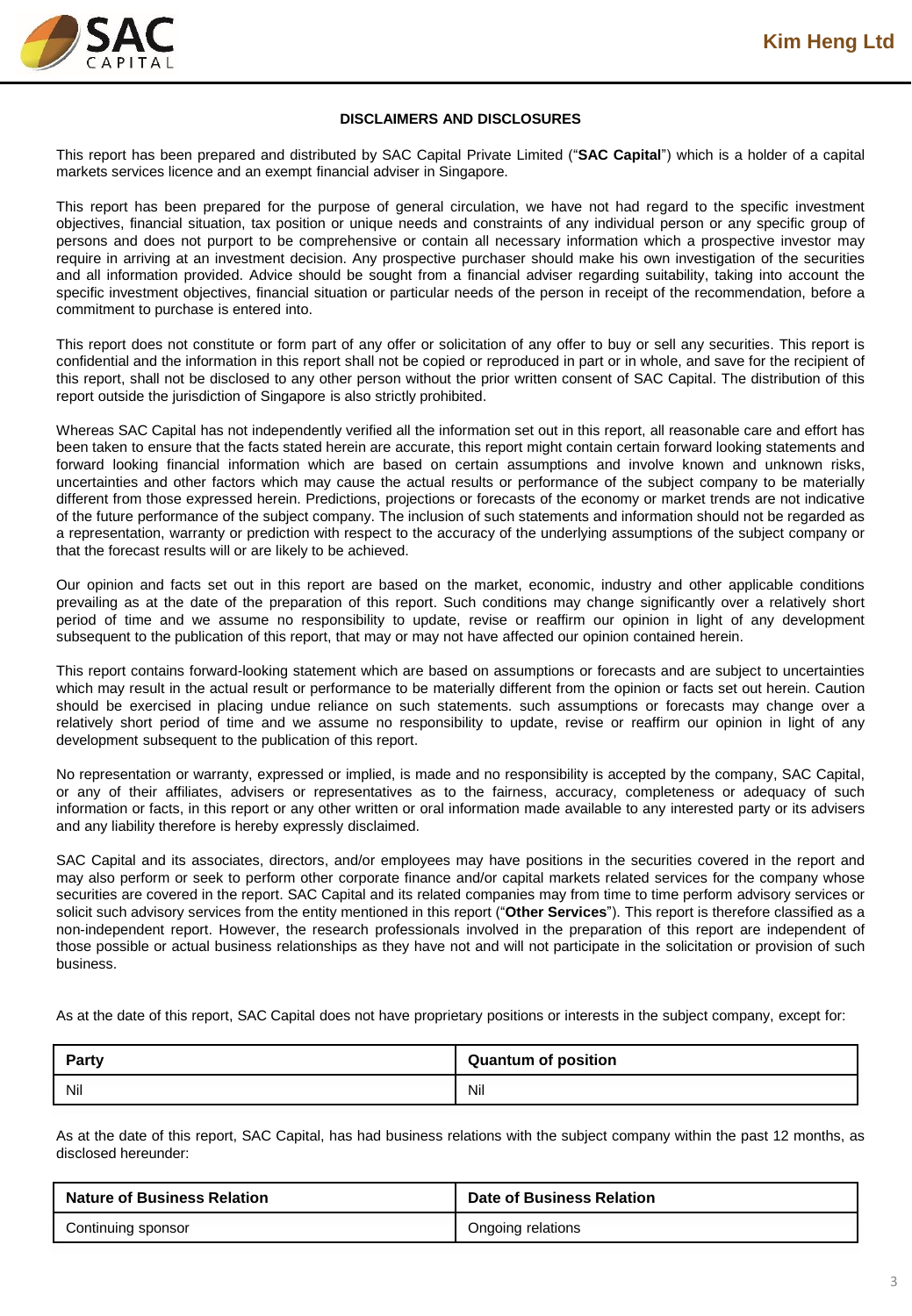## DISCLAIMERS AND DISCLOSURES

This report has been prepared and distributed by SAC Capital Private Limited ("**SAC Capital**") which is a holder of a capital markets services licence and an exempt financial adviser in Singapore.

This report has been prepared for the purpose of general circulation, we have not had regard to the specific investment objectives, financial situation, tax position or unique needs and constraints of any individual person or any specific group of persons and does not purport to be comprehensive or contain all necessary information which a prospective investor may require in arriving at an investment decision. Any prospective purchaser should make his own investigation of the securities and all information provided. Advice should be sought from a financial adviser regarding suitability, taking into account the specific investment objectives, financial situation or particular needs of the person in receipt of the recommendation, before a commitment to purchase is entered into.

This report does not constitute or form part of any offer or solicitation of any offer to buy or sell any securities. This report is confidential and the information in this report shall not be copied or reproduced in part or in whole, and save for the recipient of this report, shall not be disclosed to any other person without the prior written consent of SAC Capital. The distribution of this report outside the jurisdiction of Singapore is also strictly prohibited.

Whereas SAC Capital has not independently verified all the information set out in this report, all reasonable care and effort has been taken to ensure that the facts stated herein are accurate, this report might contain certain forward looking statements and forward looking financial information which are based on certain assumptions and involve known and unknown risks, uncertainties and other factors which may cause the actual results or performance of the subject company to be materially different from those expressed herein. Predictions, projections or forecasts of the economy or market trends are not indicative of the future performance of the subject company. The inclusion of such statements and information should not be regarded as a representation, warranty or prediction with respect to the accuracy of the underlying assumptions of the subject company or that the forecast results will or are likely to be achieved.

Our opinion and facts set out in this report are based on the market, economic, industry and other applicable conditions prevailing as at the date of the preparation of this report. Such conditions may change significantly over a relatively short period of time and we assume no responsibility to update, revise or reaffirm our opinion in light of any development subsequent to the publication of this report, that may or may not have affected our opinion contained herein.

This report contains forward-looking statement which are based on assumptions or forecasts and are subject to uncertainties which may result in the actual result or performance to be materially different from the opinion or facts set out herein. Caution should be exercised in placing undue reliance on such statements. such assumptions or forecasts may change over a relatively short period of time and we assume no responsibility to update, revise or reaffirm our opinion in light of any development subsequent to the publication of this report.

No representation or warranty, expressed or implied, is made and no responsibility is accepted by the company, SAC Capital, or any of their affiliates, advisers or representatives as to the fairness, accuracy, completeness or adequacy of such information or facts, in this report or any other written or oral information made available to any interested party or its advisers and any liability therefore is hereby expressly disclaimed.

SAC Capital and its associates, directors, and/or employees may have positions in the securities covered in the report and may also perform or seek to perform other corporate finance and/or capital markets related services for the company whose securities are covered in the report. SAC Capital and its related companies may from time to time perform advisory services or solicit such advisory services from the entity mentioned in this report ("**Other Services**"). This report is therefore classified as a non-independent report. However, the research professionals involved in the preparation of this report are independent of those possible or actual business relationships as they have not and will not participate in the solicitation or provision of such business.

As at the date of this report, SAC Capital does not have proprietary positions or interests in the subject company, except for:

| Party | Quantum of position |
|---|---|
| Nil | Nil |

As at the date of this report, SAC Capital, has had business relations with the subject company within the past 12 months, as disclosed hereunder:

| Nature of Business Relation | Date of Business Relation |
|---|---|
| Continuing sponsor | Ongoing relations |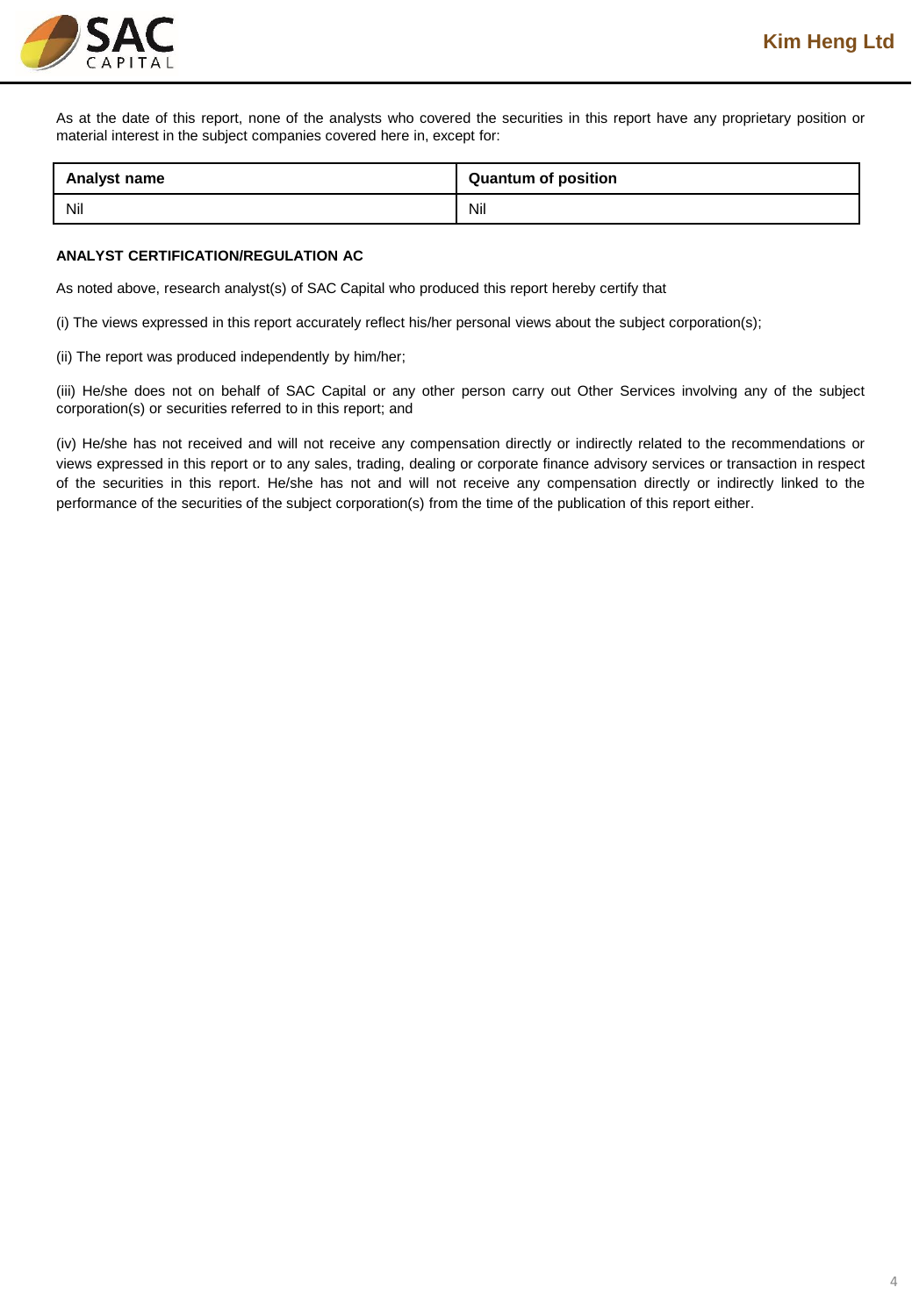As at the date of this report, none of the analysts who covered the securities in this report have any proprietary position or material interest in the subject companies covered here in, except for:

| Analyst name | Quantum of position |
| --- | --- |
| Nil | Nil |

**ANALYST CERTIFICATION/REGULATION AC**

As noted above, research analyst(s) of SAC Capital who produced this report hereby certify that

(i) The views expressed in this report accurately reflect his/her personal views about the subject corporation(s);

(ii) The report was produced independently by him/her;

(iii) He/she does not on behalf of SAC Capital or any other person carry out Other Services involving any of the subject corporation(s) or securities referred to in this report; and

(iv) He/she has not received and will not receive any compensation directly or indirectly related to the recommendations or views expressed in this report or to any sales, trading, dealing or corporate finance advisory services or transaction in respect of the securities in this report. He/she has not and will not receive any compensation directly or indirectly linked to the performance of the securities of the subject corporation(s) from the time of the publication of this report either.